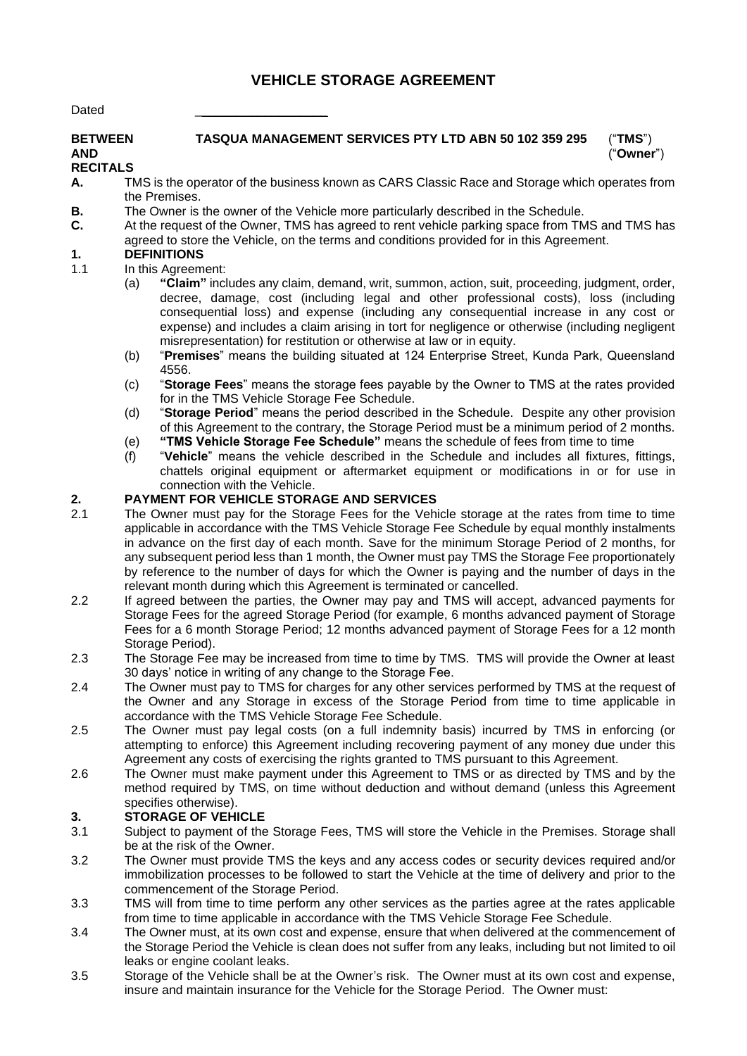# VEHICLE STORAGE AGREEMENT

Dated \_\_\_\_\_\_\_\_\_\_\_\_\_\_\_\_\_\_\_\_

**BETWEEN** **TASQUA MANAGEMENT SERVICES PTY LTD ABN 50 102 359 295** ("**TMS**")
**AND** ("**Owner**")

**RECITALS**

**A.** TMS is the operator of the business known as CARS Classic Race and Storage which operates from the Premises.

**B.** The Owner is the owner of the Vehicle more particularly described in the Schedule.

**C.** At the request of the Owner, TMS has agreed to rent vehicle parking space from TMS and TMS has agreed to store the Vehicle, on the terms and conditions provided for in this Agreement.

## 1. DEFINITIONS

1.1 In this Agreement:

(a) **"Claim"** includes any claim, demand, writ, summon, action, suit, proceeding, judgment, order, decree, damage, cost (including legal and other professional costs), loss (including consequential loss) and expense (including any consequential increase in any cost or expense) and includes a claim arising in tort for negligence or otherwise (including negligent misrepresentation) for restitution or otherwise at law or in equity.

(b) "**Premises**" means the building situated at 124 Enterprise Street, Kunda Park, Queensland 4556.

(c) "**Storage Fees**" means the storage fees payable by the Owner to TMS at the rates provided for in the TMS Vehicle Storage Fee Schedule.

(d) "**Storage Period**" means the period described in the Schedule. Despite any other provision of this Agreement to the contrary, the Storage Period must be a minimum period of 2 months.

(e) **"TMS Vehicle Storage Fee Schedule"** means the schedule of fees from time to time

(f) "**Vehicle**" means the vehicle described in the Schedule and includes all fixtures, fittings, chattels original equipment or aftermarket equipment or modifications in or for use in connection with the Vehicle.

## 2. PAYMENT FOR VEHICLE STORAGE AND SERVICES

2.1 The Owner must pay for the Storage Fees for the Vehicle storage at the rates from time to time applicable in accordance with the TMS Vehicle Storage Fee Schedule by equal monthly instalments in advance on the first day of each month. Save for the minimum Storage Period of 2 months, for any subsequent period less than 1 month, the Owner must pay TMS the Storage Fee proportionately by reference to the number of days for which the Owner is paying and the number of days in the relevant month during which this Agreement is terminated or cancelled.

2.2 If agreed between the parties, the Owner may pay and TMS will accept, advanced payments for Storage Fees for the agreed Storage Period (for example, 6 months advanced payment of Storage Fees for a 6 month Storage Period; 12 months advanced payment of Storage Fees for a 12 month Storage Period).

2.3 The Storage Fee may be increased from time to time by TMS. TMS will provide the Owner at least 30 days' notice in writing of any change to the Storage Fee.

2.4 The Owner must pay to TMS for charges for any other services performed by TMS at the request of the Owner and any Storage in excess of the Storage Period from time to time applicable in accordance with the TMS Vehicle Storage Fee Schedule.

2.5 The Owner must pay legal costs (on a full indemnity basis) incurred by TMS in enforcing (or attempting to enforce) this Agreement including recovering payment of any money due under this Agreement any costs of exercising the rights granted to TMS pursuant to this Agreement.

2.6 The Owner must make payment under this Agreement to TMS or as directed by TMS and by the method required by TMS, on time without deduction and without demand (unless this Agreement specifies otherwise).

## 3. STORAGE OF VEHICLE

3.1 Subject to payment of the Storage Fees, TMS will store the Vehicle in the Premises. Storage shall be at the risk of the Owner.

3.2 The Owner must provide TMS the keys and any access codes or security devices required and/or immobilization processes to be followed to start the Vehicle at the time of delivery and prior to the commencement of the Storage Period.

3.3 TMS will from time to time perform any other services as the parties agree at the rates applicable from time to time applicable in accordance with the TMS Vehicle Storage Fee Schedule.

3.4 The Owner must, at its own cost and expense, ensure that when delivered at the commencement of the Storage Period the Vehicle is clean does not suffer from any leaks, including but not limited to oil leaks or engine coolant leaks.

3.5 Storage of the Vehicle shall be at the Owner's risk. The Owner must at its own cost and expense, insure and maintain insurance for the Vehicle for the Storage Period. The Owner must: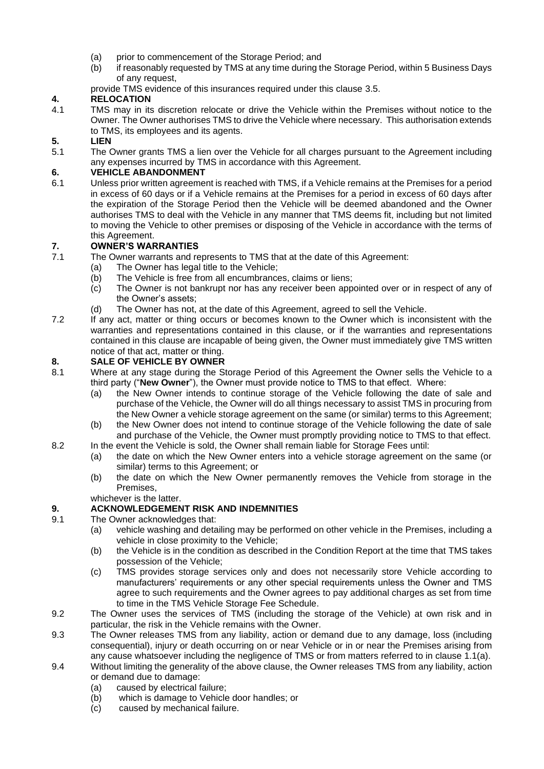(a) prior to commencement of the Storage Period; and
(b) if reasonably requested by TMS at any time during the Storage Period, within 5 Business Days of any request,

provide TMS evidence of this insurances required under this clause 3.5.

## 4. RELOCATION

4.1 TMS may in its discretion relocate or drive the Vehicle within the Premises without notice to the Owner. The Owner authorises TMS to drive the Vehicle where necessary. This authorisation extends to TMS, its employees and its agents.

## 5. LIEN

5.1 The Owner grants TMS a lien over the Vehicle for all charges pursuant to the Agreement including any expenses incurred by TMS in accordance with this Agreement.

## 6. VEHICLE ABANDONMENT

6.1 Unless prior written agreement is reached with TMS, if a Vehicle remains at the Premises for a period in excess of 60 days or if a Vehicle remains at the Premises for a period in excess of 60 days after the expiration of the Storage Period then the Vehicle will be deemed abandoned and the Owner authorises TMS to deal with the Vehicle in any manner that TMS deems fit, including but not limited to moving the Vehicle to other premises or disposing of the Vehicle in accordance with the terms of this Agreement.

## 7. OWNER'S WARRANTIES

7.1 The Owner warrants and represents to TMS that at the date of this Agreement:

(a) The Owner has legal title to the Vehicle;
(b) The Vehicle is free from all encumbrances, claims or liens;
(c) The Owner is not bankrupt nor has any receiver been appointed over or in respect of any of the Owner's assets;
(d) The Owner has not, at the date of this Agreement, agreed to sell the Vehicle.

7.2 If any act, matter or thing occurs or becomes known to the Owner which is inconsistent with the warranties and representations contained in this clause, or if the warranties and representations contained in this clause are incapable of being given, the Owner must immediately give TMS written notice of that act, matter or thing.

## 8. SALE OF VEHICLE BY OWNER

8.1 Where at any stage during the Storage Period of this Agreement the Owner sells the Vehicle to a third party ("**New Owner**"), the Owner must provide notice to TMS to that effect. Where:

(a) the New Owner intends to continue storage of the Vehicle following the date of sale and purchase of the Vehicle, the Owner will do all things necessary to assist TMS in procuring from the New Owner a vehicle storage agreement on the same (or similar) terms to this Agreement;
(b) the New Owner does not intend to continue storage of the Vehicle following the date of sale and purchase of the Vehicle, the Owner must promptly providing notice to TMS to that effect.

8.2 In the event the Vehicle is sold, the Owner shall remain liable for Storage Fees until:

(a) the date on which the New Owner enters into a vehicle storage agreement on the same (or similar) terms to this Agreement; or
(b) the date on which the New Owner permanently removes the Vehicle from storage in the Premises,

whichever is the latter.

## 9. ACKNOWLEDGEMENT RISK AND INDEMNITIES

9.1 The Owner acknowledges that:

(a) vehicle washing and detailing may be performed on other vehicle in the Premises, including a vehicle in close proximity to the Vehicle;
(b) the Vehicle is in the condition as described in the Condition Report at the time that TMS takes possession of the Vehicle;
(c) TMS provides storage services only and does not necessarily store Vehicle according to manufacturers' requirements or any other special requirements unless the Owner and TMS agree to such requirements and the Owner agrees to pay additional charges as set from time to time in the TMS Vehicle Storage Fee Schedule.

9.2 The Owner uses the services of TMS (including the storage of the Vehicle) at own risk and in particular, the risk in the Vehicle remains with the Owner.

9.3 The Owner releases TMS from any liability, action or demand due to any damage, loss (including consequential), injury or death occurring on or near Vehicle or in or near the Premises arising from any cause whatsoever including the negligence of TMS or from matters referred to in clause 1.1(a).

9.4 Without limiting the generality of the above clause, the Owner releases TMS from any liability, action or demand due to damage:

(a) caused by electrical failure;
(b) which is damage to Vehicle door handles; or
(c) caused by mechanical failure.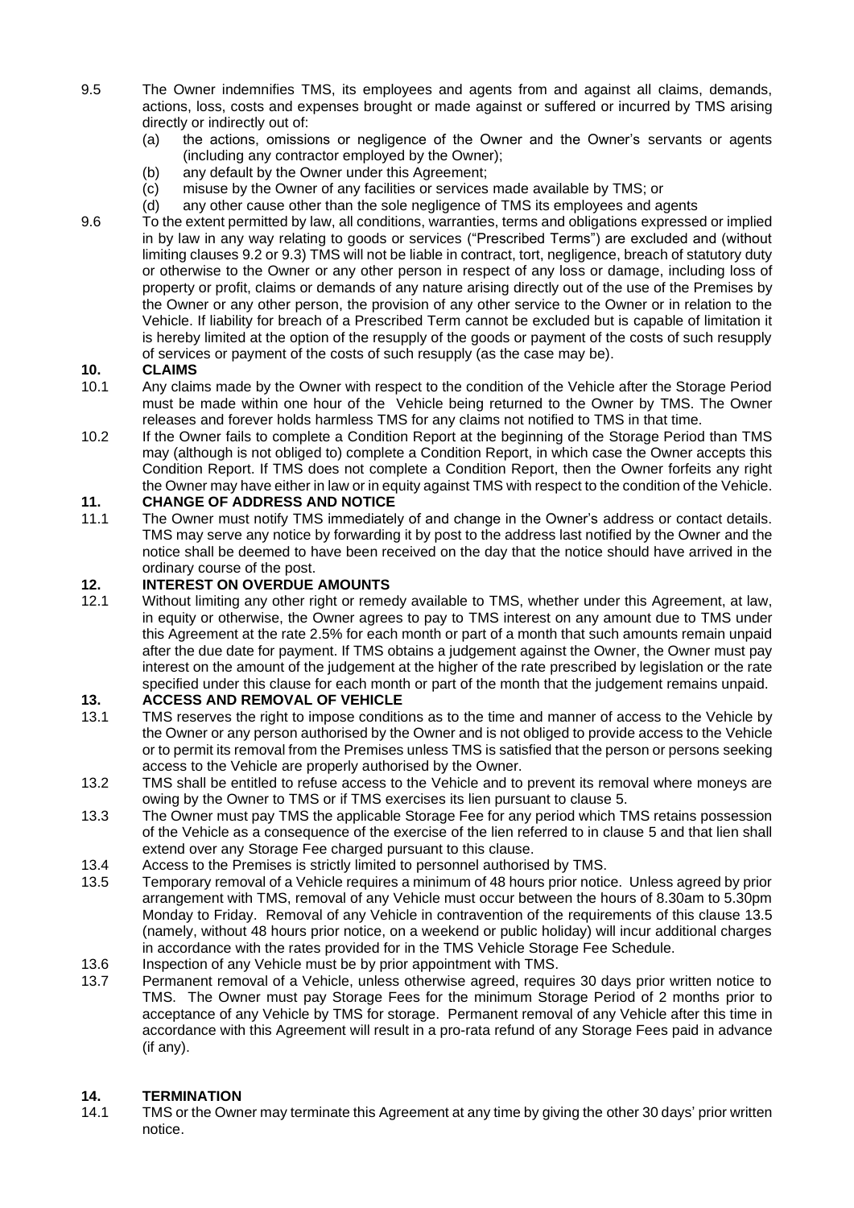9.5 The Owner indemnifies TMS, its employees and agents from and against all claims, demands, actions, loss, costs and expenses brought or made against or suffered or incurred by TMS arising directly or indirectly out of:

(a) the actions, omissions or negligence of the Owner and the Owner's servants or agents (including any contractor employed by the Owner);

(b) any default by the Owner under this Agreement;

(c) misuse by the Owner of any facilities or services made available by TMS; or

(d) any other cause other than the sole negligence of TMS its employees and agents

9.6 To the extent permitted by law, all conditions, warranties, terms and obligations expressed or implied in by law in any way relating to goods or services ("Prescribed Terms") are excluded and (without limiting clauses 9.2 or 9.3) TMS will not be liable in contract, tort, negligence, breach of statutory duty or otherwise to the Owner or any other person in respect of any loss or damage, including loss of property or profit, claims or demands of any nature arising directly out of the use of the Premises by the Owner or any other person, the provision of any other service to the Owner or in relation to the Vehicle. If liability for breach of a Prescribed Term cannot be excluded but is capable of limitation it is hereby limited at the option of the resupply of the goods or payment of the costs of such resupply of services or payment of the costs of such resupply (as the case may be).

## 10. CLAIMS

10.1 Any claims made by the Owner with respect to the condition of the Vehicle after the Storage Period must be made within one hour of the Vehicle being returned to the Owner by TMS. The Owner releases and forever holds harmless TMS for any claims not notified to TMS in that time.

10.2 If the Owner fails to complete a Condition Report at the beginning of the Storage Period than TMS may (although is not obliged to) complete a Condition Report, in which case the Owner accepts this Condition Report. If TMS does not complete a Condition Report, then the Owner forfeits any right the Owner may have either in law or in equity against TMS with respect to the condition of the Vehicle.

## 11. CHANGE OF ADDRESS AND NOTICE

11.1 The Owner must notify TMS immediately of and change in the Owner's address or contact details. TMS may serve any notice by forwarding it by post to the address last notified by the Owner and the notice shall be deemed to have been received on the day that the notice should have arrived in the ordinary course of the post.

## 12. INTEREST ON OVERDUE AMOUNTS

12.1 Without limiting any other right or remedy available to TMS, whether under this Agreement, at law, in equity or otherwise, the Owner agrees to pay to TMS interest on any amount due to TMS under this Agreement at the rate 2.5% for each month or part of a month that such amounts remain unpaid after the due date for payment. If TMS obtains a judgement against the Owner, the Owner must pay interest on the amount of the judgement at the higher of the rate prescribed by legislation or the rate specified under this clause for each month or part of the month that the judgement remains unpaid.

## 13. ACCESS AND REMOVAL OF VEHICLE

13.1 TMS reserves the right to impose conditions as to the time and manner of access to the Vehicle by the Owner or any person authorised by the Owner and is not obliged to provide access to the Vehicle or to permit its removal from the Premises unless TMS is satisfied that the person or persons seeking access to the Vehicle are properly authorised by the Owner.

13.2 TMS shall be entitled to refuse access to the Vehicle and to prevent its removal where moneys are owing by the Owner to TMS or if TMS exercises its lien pursuant to clause 5.

13.3 The Owner must pay TMS the applicable Storage Fee for any period which TMS retains possession of the Vehicle as a consequence of the exercise of the lien referred to in clause 5 and that lien shall extend over any Storage Fee charged pursuant to this clause.

13.4 Access to the Premises is strictly limited to personnel authorised by TMS.

13.5 Temporary removal of a Vehicle requires a minimum of 48 hours prior notice. Unless agreed by prior arrangement with TMS, removal of any Vehicle must occur between the hours of 8.30am to 5.30pm Monday to Friday. Removal of any Vehicle in contravention of the requirements of this clause 13.5 (namely, without 48 hours prior notice, on a weekend or public holiday) will incur additional charges in accordance with the rates provided for in the TMS Vehicle Storage Fee Schedule.

13.6 Inspection of any Vehicle must be by prior appointment with TMS.

13.7 Permanent removal of a Vehicle, unless otherwise agreed, requires 30 days prior written notice to TMS. The Owner must pay Storage Fees for the minimum Storage Period of 2 months prior to acceptance of any Vehicle by TMS for storage. Permanent removal of any Vehicle after this time in accordance with this Agreement will result in a pro-rata refund of any Storage Fees paid in advance (if any).

## 14. TERMINATION

14.1 TMS or the Owner may terminate this Agreement at any time by giving the other 30 days' prior written notice.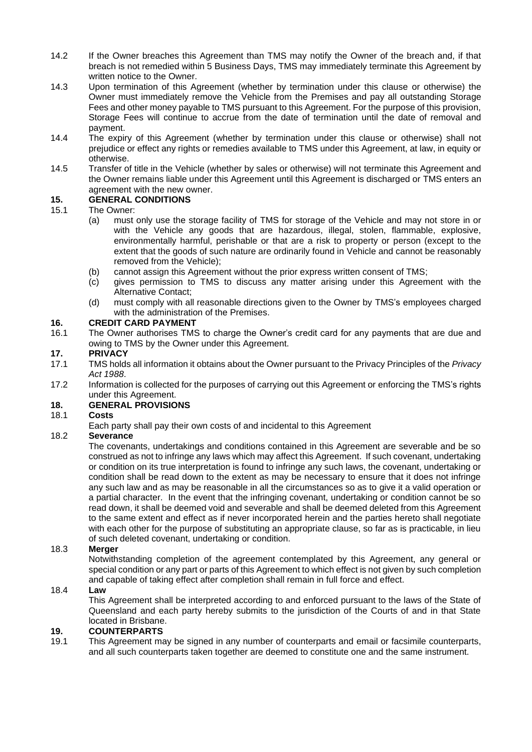14.2 If the Owner breaches this Agreement than TMS may notify the Owner of the breach and, if that breach is not remedied within 5 Business Days, TMS may immediately terminate this Agreement by written notice to the Owner.

14.3 Upon termination of this Agreement (whether by termination under this clause or otherwise) the Owner must immediately remove the Vehicle from the Premises and pay all outstanding Storage Fees and other money payable to TMS pursuant to this Agreement. For the purpose of this provision, Storage Fees will continue to accrue from the date of termination until the date of removal and payment.

14.4 The expiry of this Agreement (whether by termination under this clause or otherwise) shall not prejudice or effect any rights or remedies available to TMS under this Agreement, at law, in equity or otherwise.

14.5 Transfer of title in the Vehicle (whether by sales or otherwise) will not terminate this Agreement and the Owner remains liable under this Agreement until this Agreement is discharged or TMS enters an agreement with the new owner.

## 15. GENERAL CONDITIONS

15.1 The Owner:

(a) must only use the storage facility of TMS for storage of the Vehicle and may not store in or with the Vehicle any goods that are hazardous, illegal, stolen, flammable, explosive, environmentally harmful, perishable or that are a risk to property or person (except to the extent that the goods of such nature are ordinarily found in Vehicle and cannot be reasonably removed from the Vehicle);

(b) cannot assign this Agreement without the prior express written consent of TMS;

(c) gives permission to TMS to discuss any matter arising under this Agreement with the Alternative Contact;

(d) must comply with all reasonable directions given to the Owner by TMS's employees charged with the administration of the Premises.

## 16. CREDIT CARD PAYMENT

16.1 The Owner authorises TMS to charge the Owner's credit card for any payments that are due and owing to TMS by the Owner under this Agreement.

## 17. PRIVACY

17.1 TMS holds all information it obtains about the Owner pursuant to the Privacy Principles of the *Privacy Act 1988*.

17.2 Information is collected for the purposes of carrying out this Agreement or enforcing the TMS's rights under this Agreement.

## 18. GENERAL PROVISIONS

18.1 **Costs**

Each party shall pay their own costs of and incidental to this Agreement

18.2 **Severance**

The covenants, undertakings and conditions contained in this Agreement are severable and be so construed as not to infringe any laws which may affect this Agreement. If such covenant, undertaking or condition on its true interpretation is found to infringe any such laws, the covenant, undertaking or condition shall be read down to the extent as may be necessary to ensure that it does not infringe any such law and as may be reasonable in all the circumstances so as to give it a valid operation or a partial character. In the event that the infringing covenant, undertaking or condition cannot be so read down, it shall be deemed void and severable and shall be deemed deleted from this Agreement to the same extent and effect as if never incorporated herein and the parties hereto shall negotiate with each other for the purpose of substituting an appropriate clause, so far as is practicable, in lieu of such deleted covenant, undertaking or condition.

18.3 **Merger**

Notwithstanding completion of the agreement contemplated by this Agreement, any general or special condition or any part or parts of this Agreement to which effect is not given by such completion and capable of taking effect after completion shall remain in full force and effect.

18.4 **Law**

This Agreement shall be interpreted according to and enforced pursuant to the laws of the State of Queensland and each party hereby submits to the jurisdiction of the Courts of and in that State located in Brisbane.

## 19. COUNTERPARTS

19.1 This Agreement may be signed in any number of counterparts and email or facsimile counterparts, and all such counterparts taken together are deemed to constitute one and the same instrument.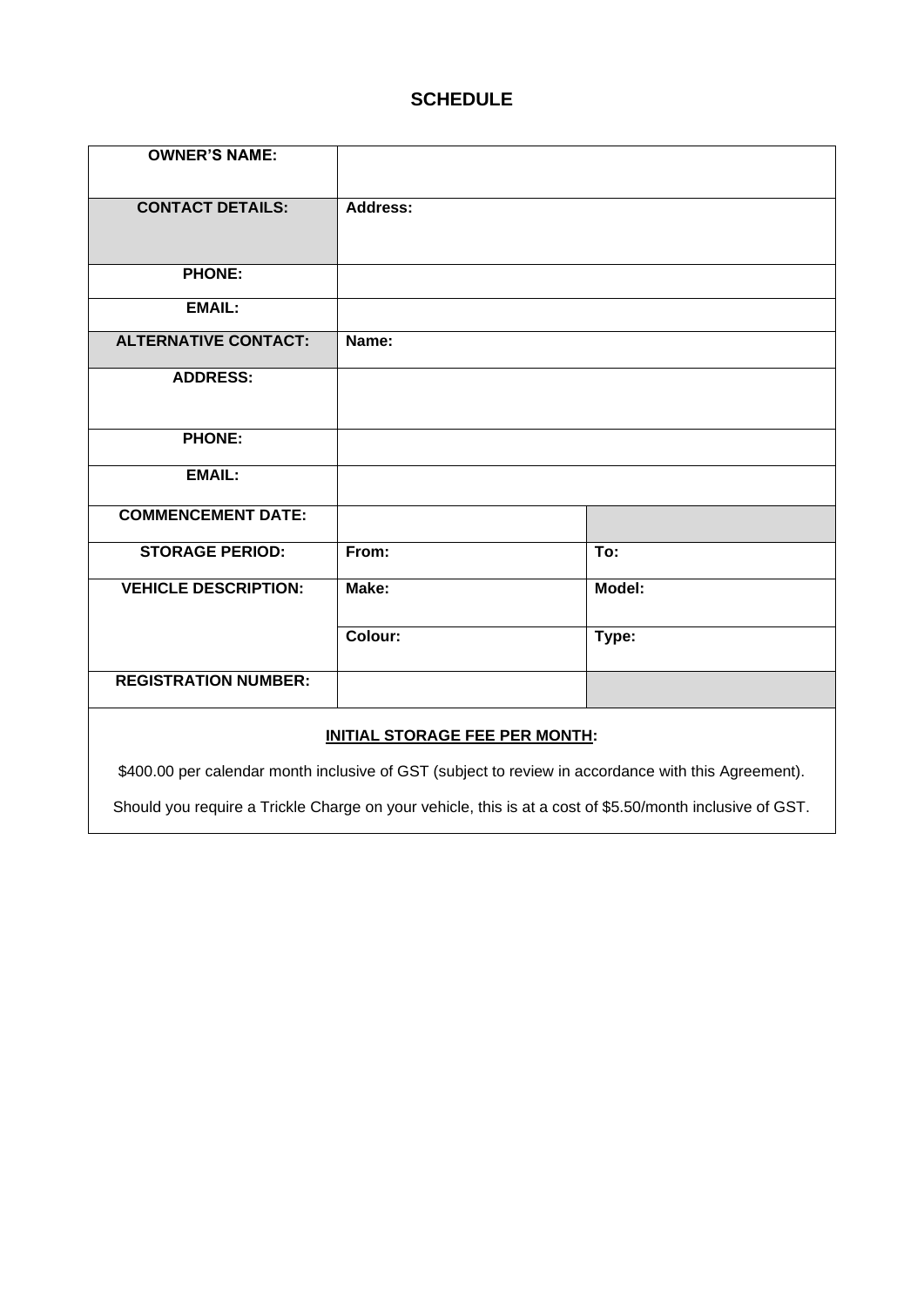## SCHEDULE

| | | |
|---|---|---|
| **OWNER'S NAME:** | | |
| **CONTACT DETAILS:** | **Address:** | |
| **PHONE:** | | |
| **EMAIL:** | | |
| **ALTERNATIVE CONTACT:** | **Name:** | |
| **ADDRESS:** | | |
| **PHONE:** | | |
| **EMAIL:** | | |
| **COMMENCEMENT DATE:** | | |
| **STORAGE PERIOD:** | **From:** | **To:** |
| **VEHICLE DESCRIPTION:** | **Make:** | **Model:** |
| | **Colour:** | **Type:** |
| **REGISTRATION NUMBER:** | | |

**INITIAL STORAGE FEE PER MONTH:**

$400.00 per calendar month inclusive of GST (subject to review in accordance with this Agreement).

Should you require a Trickle Charge on your vehicle, this is at a cost of $5.50/month inclusive of GST.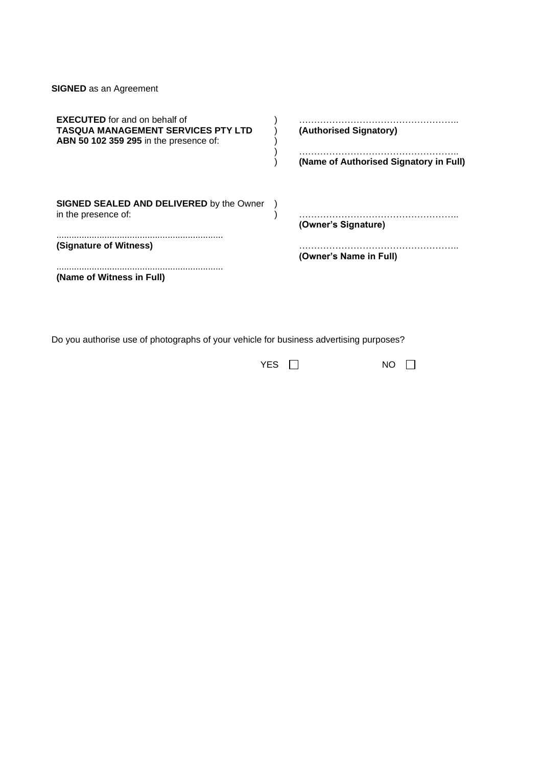**SIGNED** as an Agreement

| | | |
|---|---|---|
| **EXECUTED** for and on behalf of **TASQUA MANAGEMENT SERVICES PTY LTD ABN 50 102 359 295** in the presence of: | ) ) ) ) ) | …………………………………………….. **(Authorised Signatory)** …………………………………………….. **(Name of Authorised Signatory in Full)** |
| **SIGNED SEALED AND DELIVERED** by the Owner in the presence of: ................................................................. **(Signature of Witness)** ................................................................. **(Name of Witness in Full)** | ) ) | …………………………………………….. **(Owner's Signature)** …………………………………………….. **(Owner's Name in Full)** |

Do you authorise use of photographs of your vehicle for business advertising purposes?

YES ☐ NO ☐